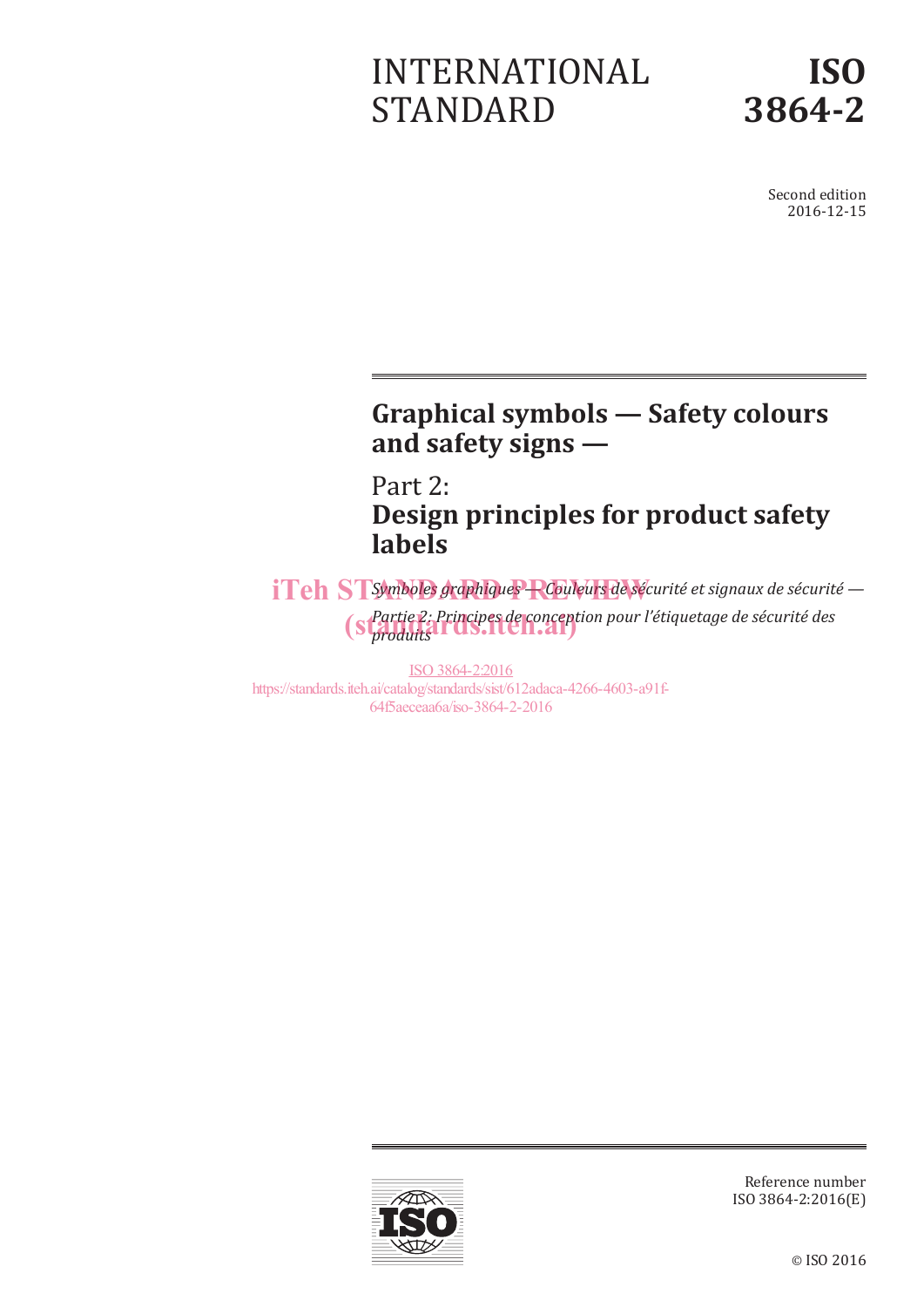# INTERNATIONAL STANDARD

# ISO 3864-2

Second edition
2016-12-15

## Graphical symbols — Safety colours and safety signs —

## Part 2:
## Design principles for product safety labels

*Symboles graphiques — Couleurs de sécurité et signaux de sécurité —*

*Partie 2: Principes de conception pour l'étiquetage de sécurité des produits*

iTeh STANDARD PREVIEW
(standards.iteh.ai)

ISO 3864-2:2016
https://standards.iteh.ai/catalog/standards/sist/612adaca-4266-4603-a91f-64f5aeceaa6a/iso-3864-2-2016

Reference number
ISO 3864-2:2016(E)

© ISO 2016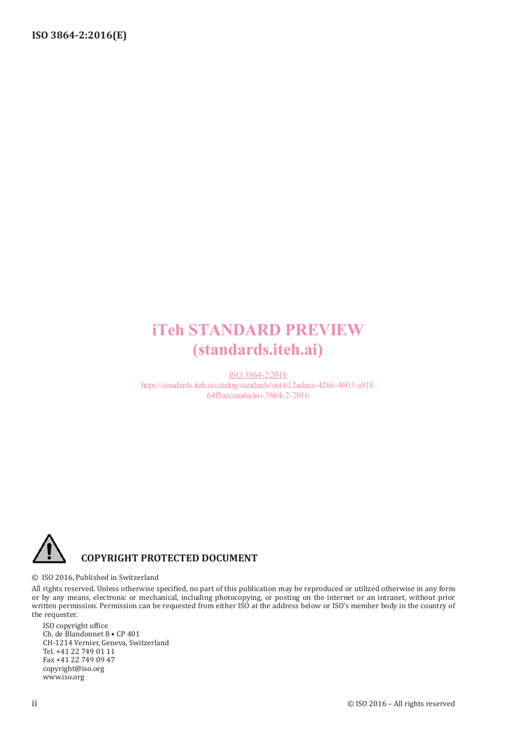iTeh STANDARD PREVIEW
(standards.iteh.ai)

ISO 3864-2:2016
https://standards.iteh.ai/catalog/standards/sist/612adaca-4266-4603-a91f-64f5aeceaa6a/iso-3864-2-2016

**COPYRIGHT PROTECTED DOCUMENT**

© ISO 2016, Published in Switzerland

All rights reserved. Unless otherwise specified, no part of this publication may be reproduced or utilized otherwise in any form or by any means, electronic or mechanical, including photocopying, or posting on the internet or an intranet, without prior written permission. Permission can be requested from either ISO at the address below or ISO's member body in the country of the requester.

ISO copyright office
Ch. de Blandonnet 8 • CP 401
CH-1214 Vernier, Geneva, Switzerland
Tel. +41 22 749 01 11
Fax +41 22 749 09 47
copyright@iso.org
www.iso.org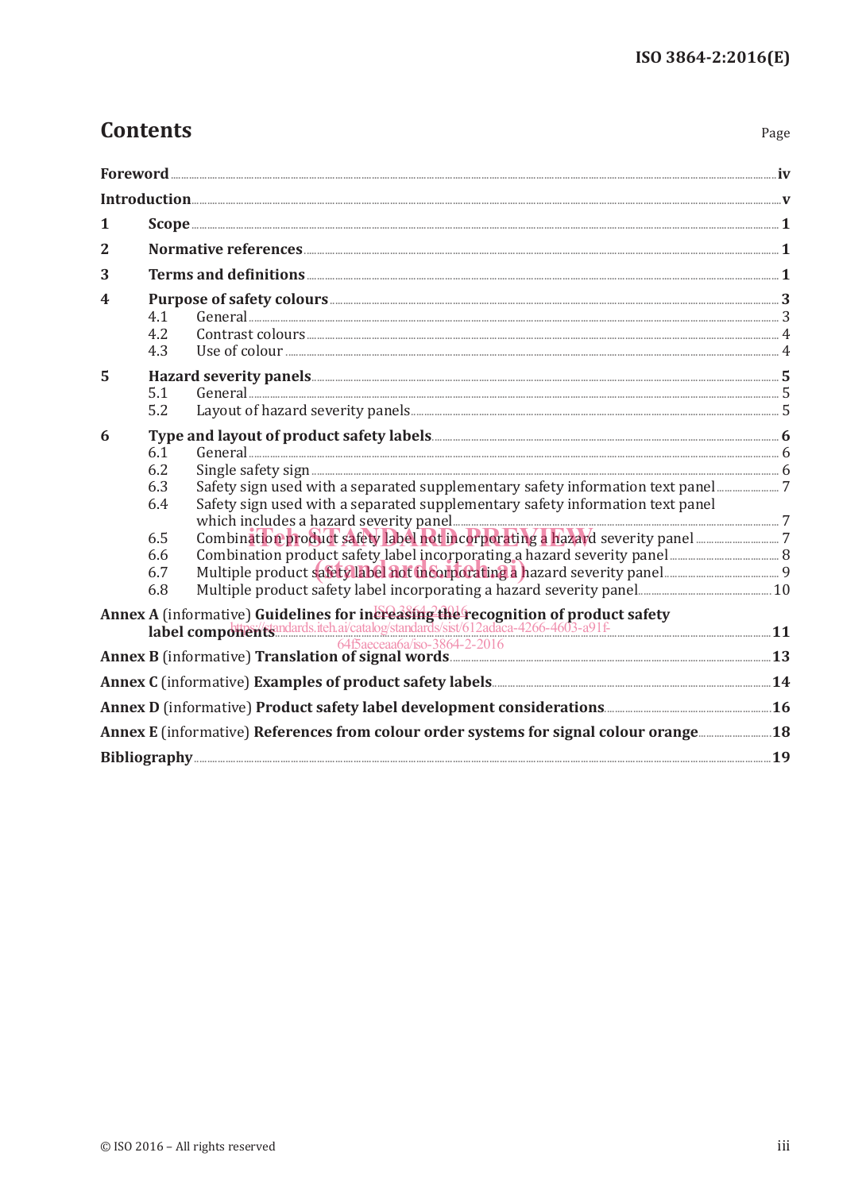# Contents

Page

**Foreword** .................................................................................................................................................................. **iv**

**Introduction** .............................................................................................................................................................. **v**

**1 Scope** ....................................................................................................................................................................... **1**

**2 Normative references** ...................................................................................................................................... **1**

**3 Terms and definitions** ..................................................................................................................................... **1**

**4 Purpose of safety colours** .............................................................................................................................. **3**

- 4.1 General ................................................................................................................................................................ 3
- 4.2 Contrast colours ................................................................................................................................................ 4
- 4.3 Use of colour ...................................................................................................................................................... 4

**5 Hazard severity panels** .................................................................................................................................... **5**

- 5.1 General ................................................................................................................................................................ 5
- 5.2 Layout of hazard severity panels ................................................................................................................ 5

**6 Type and layout of product safety labels** ................................................................................................ **6**

- 6.1 General ................................................................................................................................................................ 6
- 6.2 Single safety sign ............................................................................................................................................. 6
- 6.3 Safety sign used with a separated supplementary safety information text panel ..................... 7
- 6.4 Safety sign used with a separated supplementary safety information text panel which includes a hazard severity panel .................................................................................................................. 7
- 6.5 Combination product safety label not incorporating a hazard severity panel ............................ 7
- 6.6 Combination product safety label incorporating a hazard severity panel ................................... 8
- 6.7 Multiple product safety label not incorporating a hazard severity panel ..................................... 9
- 6.8 Multiple product safety label incorporating a hazard severity panel ........................................... 10

**Annex A** (informative) **Guidelines for increasing the recognition of product safety label components** ............................................................................................................................................. **11**

**Annex B** (informative) **Translation of signal words** ...................................................................................... **13**

**Annex C** (informative) **Examples of product safety labels** ........................................................................ **14**

**Annex D** (informative) **Product safety label development considerations** ............................................ **16**

**Annex E** (informative) **References from colour order systems for signal colour orange** .................. **18**

**Bibliography** ............................................................................................................................................................ **19**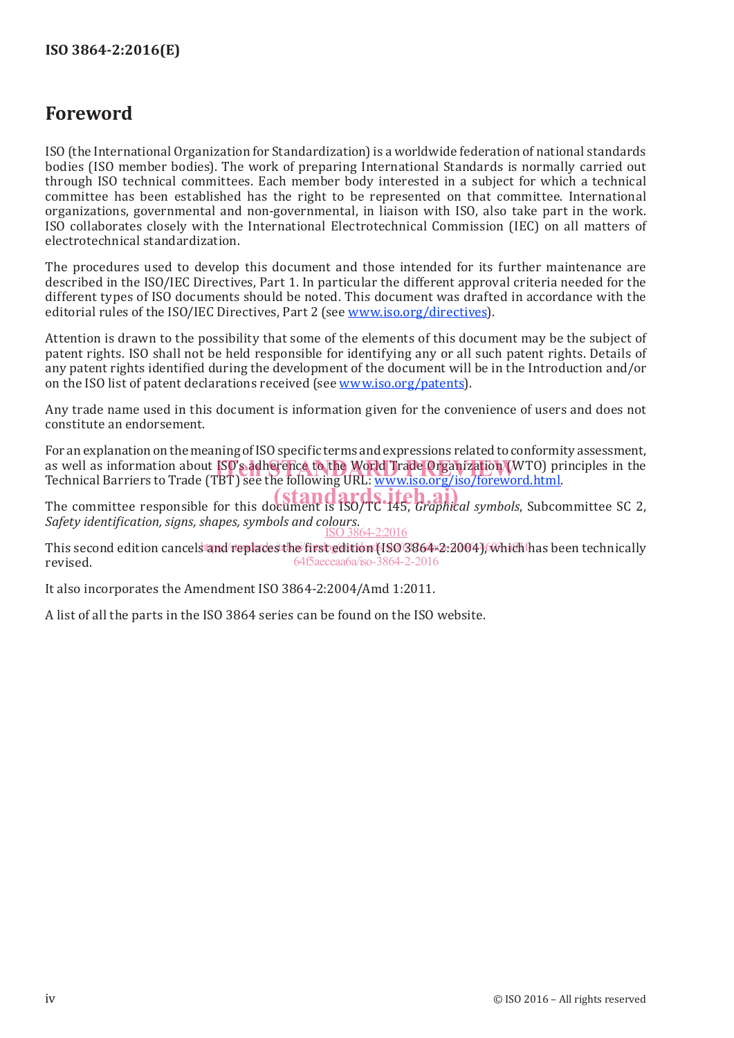# Foreword

ISO (the International Organization for Standardization) is a worldwide federation of national standards bodies (ISO member bodies). The work of preparing International Standards is normally carried out through ISO technical committees. Each member body interested in a subject for which a technical committee has been established has the right to be represented on that committee. International organizations, governmental and non-governmental, in liaison with ISO, also take part in the work. ISO collaborates closely with the International Electrotechnical Commission (IEC) on all matters of electrotechnical standardization.

The procedures used to develop this document and those intended for its further maintenance are described in the ISO/IEC Directives, Part 1. In particular the different approval criteria needed for the different types of ISO documents should be noted. This document was drafted in accordance with the editorial rules of the ISO/IEC Directives, Part 2 (see www.iso.org/directives).

Attention is drawn to the possibility that some of the elements of this document may be the subject of patent rights. ISO shall not be held responsible for identifying any or all such patent rights. Details of any patent rights identified during the development of the document will be in the Introduction and/or on the ISO list of patent declarations received (see www.iso.org/patents).

Any trade name used in this document is information given for the convenience of users and does not constitute an endorsement.

For an explanation on the meaning of ISO specific terms and expressions related to conformity assessment, as well as information about ISO's adherence to the World Trade Organization (WTO) principles in the Technical Barriers to Trade (TBT) see the following URL: www.iso.org/iso/foreword.html.

The committee responsible for this document is ISO/TC 145, *Graphical symbols*, Subcommittee SC 2, *Safety identification, signs, shapes, symbols and colours*.

This second edition cancels and replaces the first edition (ISO 3864-2:2004), which has been technically revised.

It also incorporates the Amendment ISO 3864-2:2004/Amd 1:2011.

A list of all the parts in the ISO 3864 series can be found on the ISO website.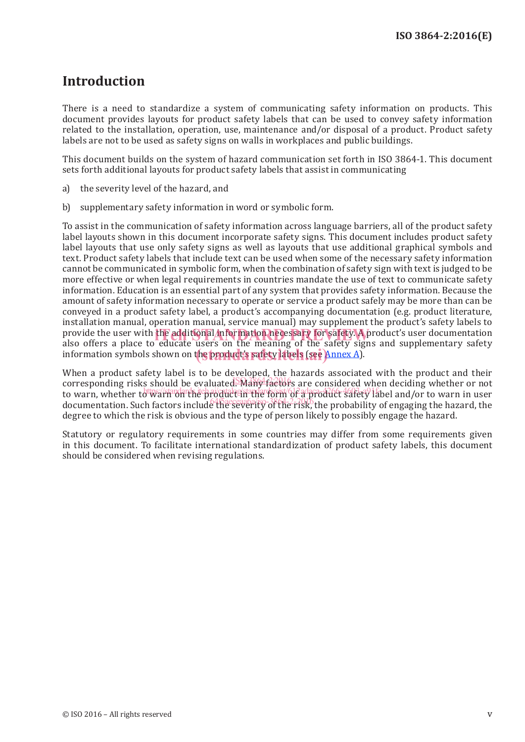# Introduction

There is a need to standardize a system of communicating safety information on products. This document provides layouts for product safety labels that can be used to convey safety information related to the installation, operation, use, maintenance and/or disposal of a product. Product safety labels are not to be used as safety signs on walls in workplaces and public buildings.

This document builds on the system of hazard communication set forth in ISO 3864-1. This document sets forth additional layouts for product safety labels that assist in communicating

a) the severity level of the hazard, and

b) supplementary safety information in word or symbolic form.

To assist in the communication of safety information across language barriers, all of the product safety label layouts shown in this document incorporate safety signs. This document includes product safety label layouts that use only safety signs as well as layouts that use additional graphical symbols and text. Product safety labels that include text can be used when some of the necessary safety information cannot be communicated in symbolic form, when the combination of safety sign with text is judged to be more effective or when legal requirements in countries mandate the use of text to communicate safety information. Education is an essential part of any system that provides safety information. Because the amount of safety information necessary to operate or service a product safely may be more than can be conveyed in a product safety label, a product's accompanying documentation (e.g. product literature, installation manual, operation manual, service manual) may supplement the product's safety labels to provide the user with the additional information necessary for safety. A product's user documentation also offers a place to educate users on the meaning of the safety signs and supplementary safety information symbols shown on the product's safety labels (see Annex A).

When a product safety label is to be developed, the hazards associated with the product and their corresponding risks should be evaluated. Many factors are considered when deciding whether or not to warn, whether to warn on the product in the form of a product safety label and/or to warn in user documentation. Such factors include the severity of the risk, the probability of engaging the hazard, the degree to which the risk is obvious and the type of person likely to possibly engage the hazard.

Statutory or regulatory requirements in some countries may differ from some requirements given in this document. To facilitate international standardization of product safety labels, this document should be considered when revising regulations.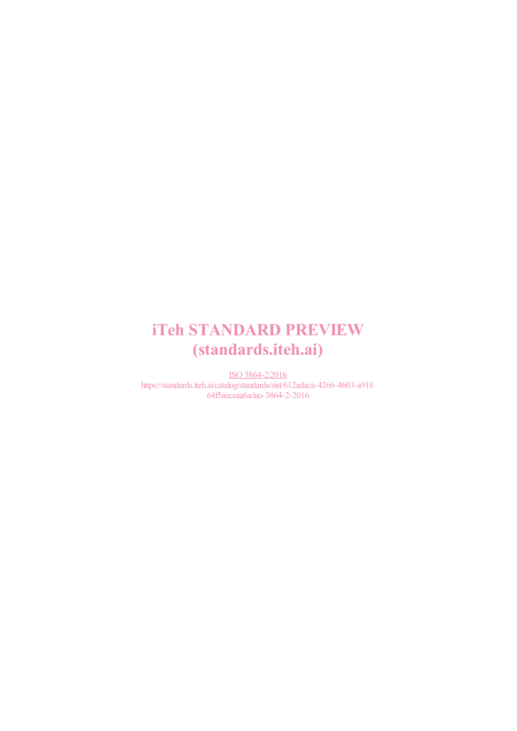iTeh STANDARD PREVIEW
(standards.iteh.ai)

ISO 3864-2:2016
https://standards.iteh.ai/catalog/standards/sist/612adaca-4266-4603-a91f-64f5aeceaa6a/iso-3864-2-2016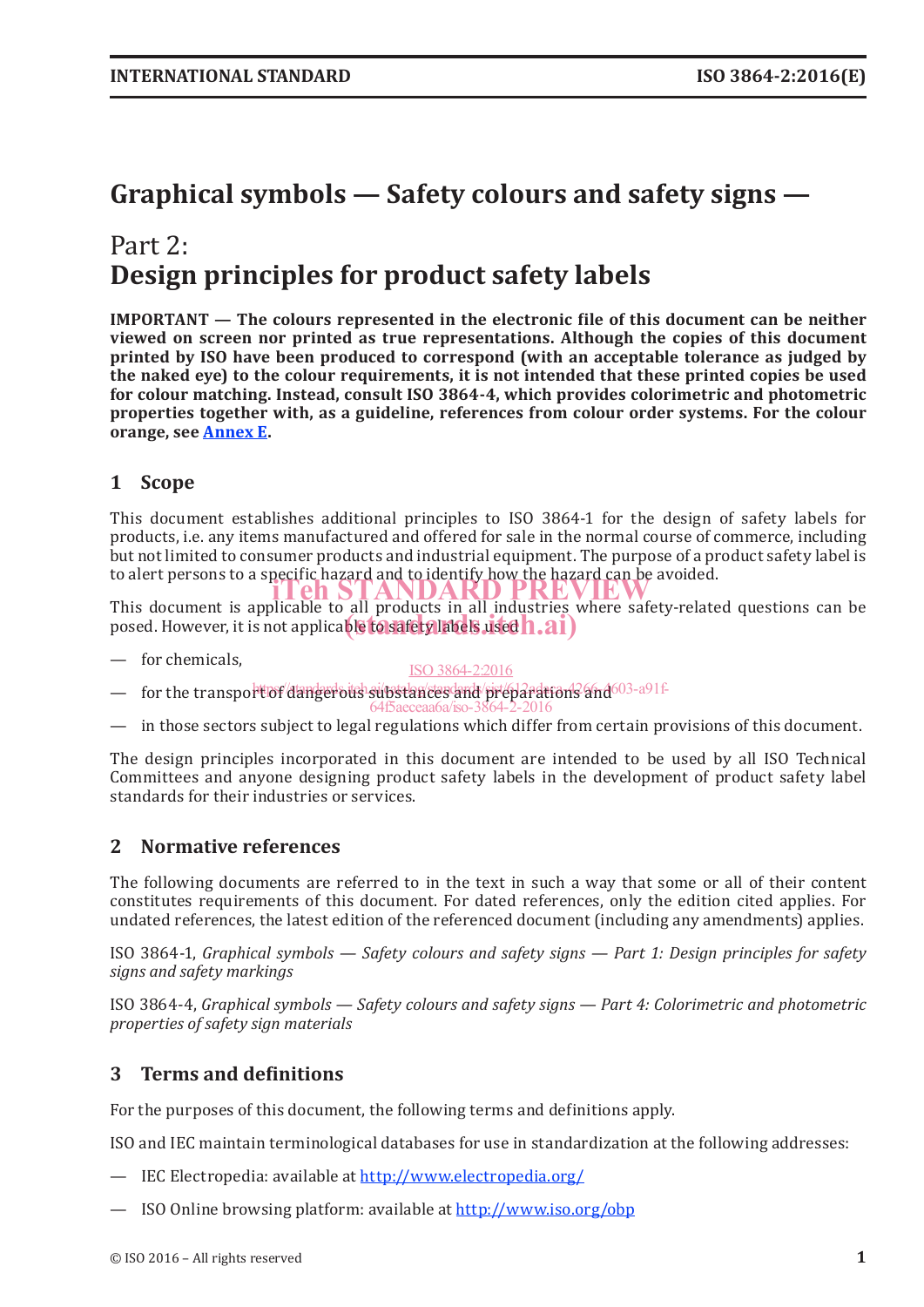# Graphical symbols — Safety colours and safety signs —

## Part 2: Design principles for product safety labels

**IMPORTANT — The colours represented in the electronic file of this document can be neither viewed on screen nor printed as true representations. Although the copies of this document printed by ISO have been produced to correspond (with an acceptable tolerance as judged by the naked eye) to the colour requirements, it is not intended that these printed copies be used for colour matching. Instead, consult ISO 3864-4, which provides colorimetric and photometric properties together with, as a guideline, references from colour order systems. For the colour orange, see Annex E.**

## 1 Scope

This document establishes additional principles to ISO 3864-1 for the design of safety labels for products, i.e. any items manufactured and offered for sale in the normal course of commerce, including but not limited to consumer products and industrial equipment. The purpose of a product safety label is to alert persons to a specific hazard and to identify how the hazard can be avoided.

This document is applicable to all products in all industries where safety-related questions can be posed. However, it is not applicable to safety labels used

- for chemicals,
- for the transport of dangerous substances and preparations and
- in those sectors subject to legal regulations which differ from certain provisions of this document.

The design principles incorporated in this document are intended to be used by all ISO Technical Committees and anyone designing product safety labels in the development of product safety label standards for their industries or services.

## 2 Normative references

The following documents are referred to in the text in such a way that some or all of their content constitutes requirements of this document. For dated references, only the edition cited applies. For undated references, the latest edition of the referenced document (including any amendments) applies.

ISO 3864-1, *Graphical symbols — Safety colours and safety signs — Part 1: Design principles for safety signs and safety markings*

ISO 3864-4, *Graphical symbols — Safety colours and safety signs — Part 4: Colorimetric and photometric properties of safety sign materials*

## 3 Terms and definitions

For the purposes of this document, the following terms and definitions apply.

ISO and IEC maintain terminological databases for use in standardization at the following addresses:

- IEC Electropedia: available at http://www.electropedia.org/
- ISO Online browsing platform: available at http://www.iso.org/obp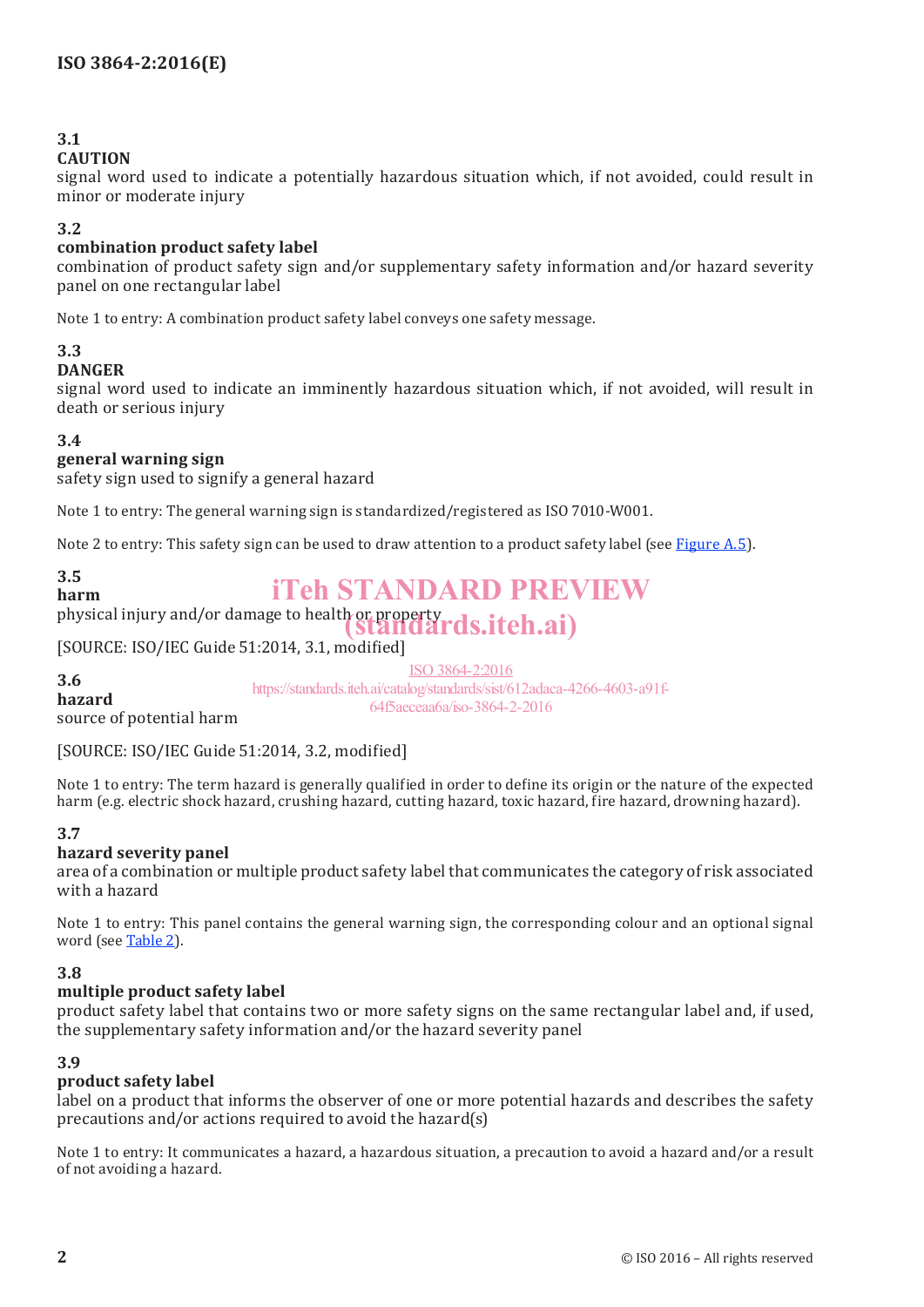**3.1**
**CAUTION**
signal word used to indicate a potentially hazardous situation which, if not avoided, could result in minor or moderate injury

**3.2**
**combination product safety label**
combination of product safety sign and/or supplementary safety information and/or hazard severity panel on one rectangular label

Note 1 to entry: A combination product safety label conveys one safety message.

**3.3**
**DANGER**
signal word used to indicate an imminently hazardous situation which, if not avoided, will result in death or serious injury

**3.4**
**general warning sign**
safety sign used to signify a general hazard

Note 1 to entry: The general warning sign is standardized/registered as ISO 7010-W001.

Note 2 to entry: This safety sign can be used to draw attention to a product safety label (see Figure A.5).

**3.5**
**harm**
physical injury and/or damage to health or property

[SOURCE: ISO/IEC Guide 51:2014, 3.1, modified]

**3.6**
**hazard**
source of potential harm

[SOURCE: ISO/IEC Guide 51:2014, 3.2, modified]

Note 1 to entry: The term hazard is generally qualified in order to define its origin or the nature of the expected harm (e.g. electric shock hazard, crushing hazard, cutting hazard, toxic hazard, fire hazard, drowning hazard).

**3.7**
**hazard severity panel**
area of a combination or multiple product safety label that communicates the category of risk associated with a hazard

Note 1 to entry: This panel contains the general warning sign, the corresponding colour and an optional signal word (see Table 2).

**3.8**
**multiple product safety label**
product safety label that contains two or more safety signs on the same rectangular label and, if used, the supplementary safety information and/or the hazard severity panel

**3.9**
**product safety label**
label on a product that informs the observer of one or more potential hazards and describes the safety precautions and/or actions required to avoid the hazard(s)

Note 1 to entry: It communicates a hazard, a hazardous situation, a precaution to avoid a hazard and/or a result of not avoiding a hazard.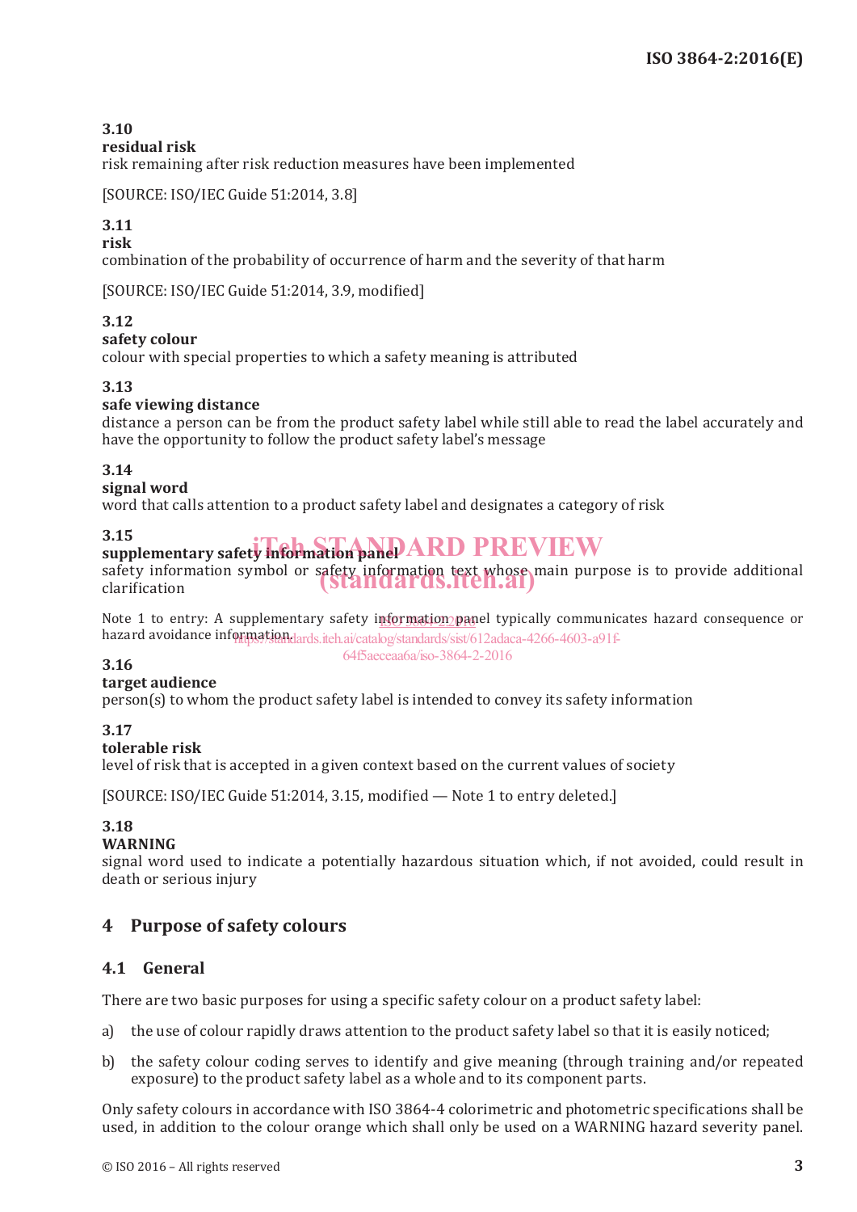**3.10**
**residual risk**
risk remaining after risk reduction measures have been implemented

[SOURCE: ISO/IEC Guide 51:2014, 3.8]

**3.11**
**risk**
combination of the probability of occurrence of harm and the severity of that harm

[SOURCE: ISO/IEC Guide 51:2014, 3.9, modified]

**3.12**
**safety colour**
colour with special properties to which a safety meaning is attributed

**3.13**
**safe viewing distance**
distance a person can be from the product safety label while still able to read the label accurately and have the opportunity to follow the product safety label's message

**3.14**
**signal word**
word that calls attention to a product safety label and designates a category of risk

**3.15**
**supplementary safety information panel**
safety information symbol or safety information text whose main purpose is to provide additional clarification

Note 1 to entry: A supplementary safety information panel typically communicates hazard consequence or hazard avoidance information.

**3.16**
**target audience**
person(s) to whom the product safety label is intended to convey its safety information

**3.17**
**tolerable risk**
level of risk that is accepted in a given context based on the current values of society

[SOURCE: ISO/IEC Guide 51:2014, 3.15, modified — Note 1 to entry deleted.]

**3.18**
**WARNING**
signal word used to indicate a potentially hazardous situation which, if not avoided, could result in death or serious injury

## 4 Purpose of safety colours

### 4.1 General

There are two basic purposes for using a specific safety colour on a product safety label:

a) the use of colour rapidly draws attention to the product safety label so that it is easily noticed;

b) the safety colour coding serves to identify and give meaning (through training and/or repeated exposure) to the product safety label as a whole and to its component parts.

Only safety colours in accordance with ISO 3864-4 colorimetric and photometric specifications shall be used, in addition to the colour orange which shall only be used on a WARNING hazard severity panel.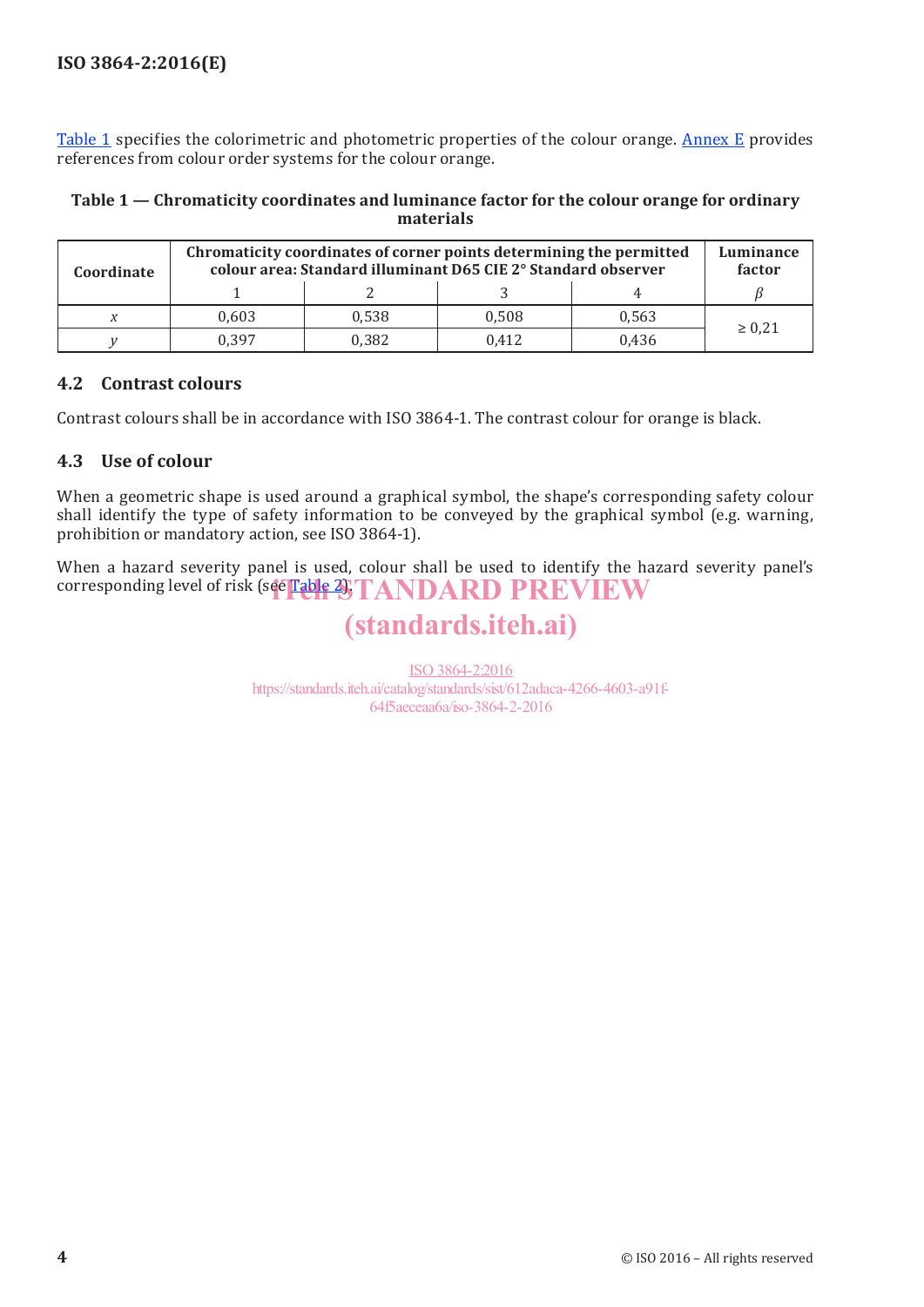Table 1 specifies the colorimetric and photometric properties of the colour orange. Annex E provides references from colour order systems for the colour orange.

**Table 1 — Chromaticity coordinates and luminance factor for the colour orange for ordinary materials**

| Coordinate | Chromaticity coordinates of corner points determining the permitted colour area: Standard illuminant D65 CIE 2° Standard observer | | | | Luminance factor |
|---|---|---|---|---|---|
| | 1 | 2 | 3 | 4 | $\beta$ |
| $x$ | 0,603 | 0,538 | 0,508 | 0,563 | ≥ 0,21 |
| $y$ | 0,397 | 0,382 | 0,412 | 0,436 | |

## 4.2 Contrast colours

Contrast colours shall be in accordance with ISO 3864-1. The contrast colour for orange is black.

## 4.3 Use of colour

When a geometric shape is used around a graphical symbol, the shape's corresponding safety colour shall identify the type of safety information to be conveyed by the graphical symbol (e.g. warning, prohibition or mandatory action, see ISO 3864-1).

When a hazard severity panel is used, colour shall be used to identify the hazard severity panel's corresponding level of risk (see Table 2).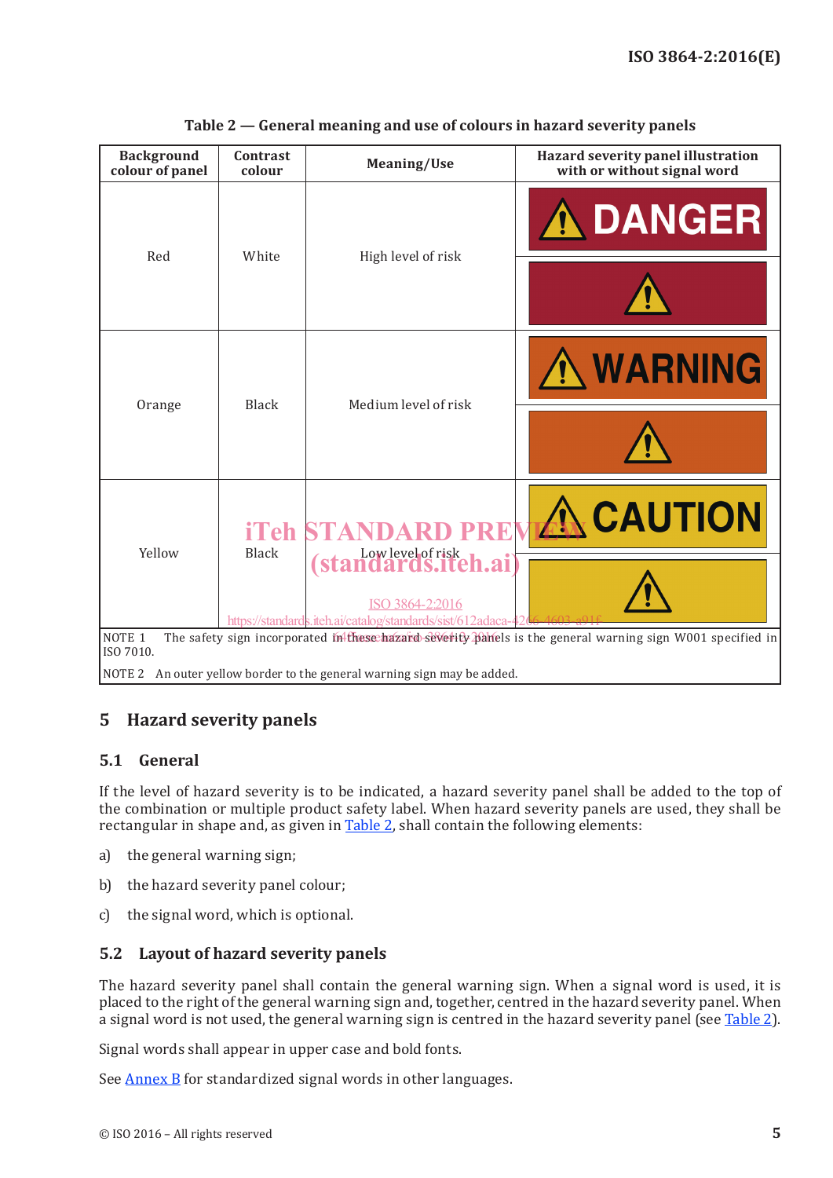**Table 2 — General meaning and use of colours in hazard severity panels**

| Background colour of panel | Contrast colour | Meaning/Use | Hazard severity panel illustration with or without signal word |
| --- | --- | --- | --- |
| Red | White | High level of risk | DANGER |
| | | | |
| Orange | Black | Medium level of risk | WARNING |
| | | | |
| Yellow | Black | Low level of risk | CAUTION |
| | | | |

NOTE 1 The safety sign incorporated in these hazard severity panels is the general warning sign W001 specified in ISO 7010.

NOTE 2 An outer yellow border to the general warning sign may be added.

## 5 Hazard severity panels

### 5.1 General

If the level of hazard severity is to be indicated, a hazard severity panel shall be added to the top of the combination or multiple product safety label. When hazard severity panels are used, they shall be rectangular in shape and, as given in Table 2, shall contain the following elements:

a) the general warning sign;

b) the hazard severity panel colour;

c) the signal word, which is optional.

### 5.2 Layout of hazard severity panels

The hazard severity panel shall contain the general warning sign. When a signal word is used, it is placed to the right of the general warning sign and, together, centred in the hazard severity panel. When a signal word is not used, the general warning sign is centred in the hazard severity panel (see Table 2).

Signal words shall appear in upper case and bold fonts.

See Annex B for standardized signal words in other languages.